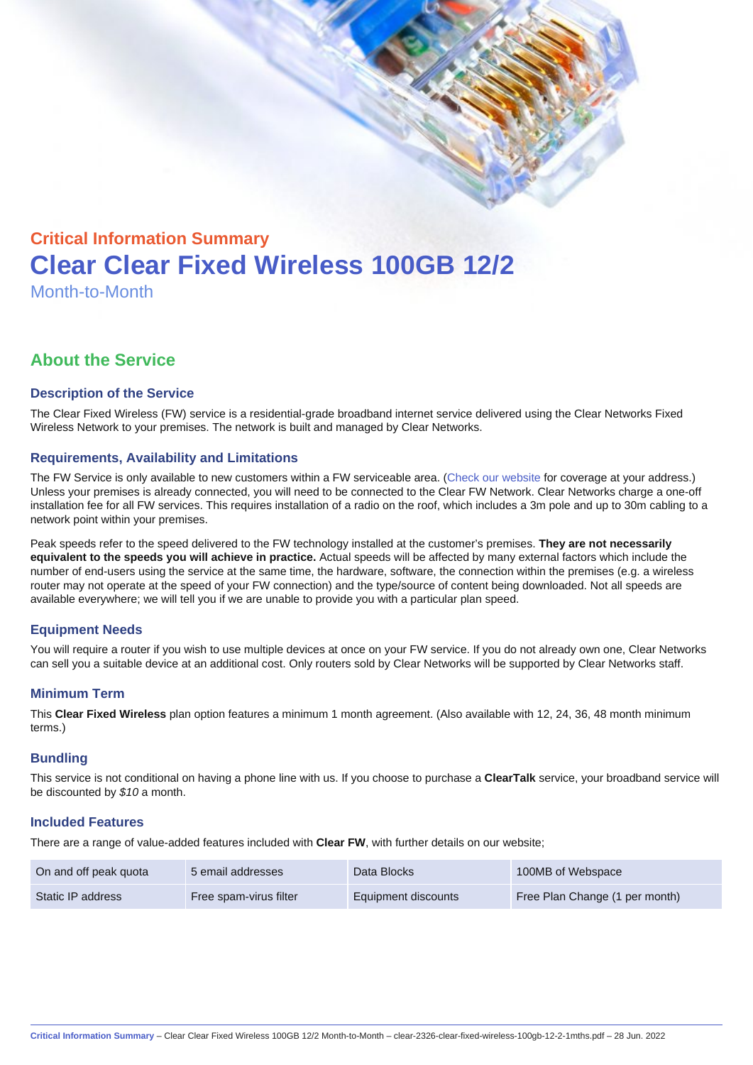Critical Information Summary

# Clear Clear Fixed Wireless 100GB 12/2

Month-to-Month

## About the Service

### Description of the Service

The Clear Fixed Wireless (FW) service is a residential-grade broadband internet service delivered using the Clear Networks Fixed Wireless Network to your premises. The network is built and managed by Clear Networks.

### Requirements, Availability and Limitations

The FW Service is only available to new customers within a FW serviceable area. (Check our website for coverage at your address.) Unless your premises is already connected, you will need to be connected to the Clear FW Network. Clear Networks charge a one-off installation fee for all FW services. This requires installation of a radio on the roof, which includes a 3m pole and up to 30m cabling to a network point within your premises.

Peak speeds refer to the speed delivered to the FW technology installed at the customer's premises. **They are not necessarily equivalent to the speeds you will achieve in practice.** Actual speeds will be affected by many external factors which include the number of end-users using the service at the same time, the hardware, software, the connection within the premises (e.g. a wireless router may not operate at the speed of your FW connection) and the type/source of content being downloaded. Not all speeds are available everywhere; we will tell you if we are unable to provide you with a particular plan speed.

### Equipment Needs

You will require a router if you wish to use multiple devices at once on your FW service. If you do not already own one, Clear Networks can sell you a suitable device at an additional cost. Only routers sold by Clear Networks will be supported by Clear Networks staff.

### Minimum Term

This **Clear Fixed Wireless** plan option features a minimum 1 month agreement. (Also available with 12, 24, 36, 48 month minimum terms.)

### Bundling

This service is not conditional on having a phone line with us. If you choose to purchase a **ClearTalk** service, your broadband service will be discounted by *$10* a month.

### Included Features

There are a range of value-added features included with **Clear FW**, with further details on our website;

| | | | |
|---|---|---|---|
| On and off peak quota | 5 email addresses | Data Blocks | 100MB of Webspace |
| Static IP address | Free spam-virus filter | Equipment discounts | Free Plan Change (1 per month) |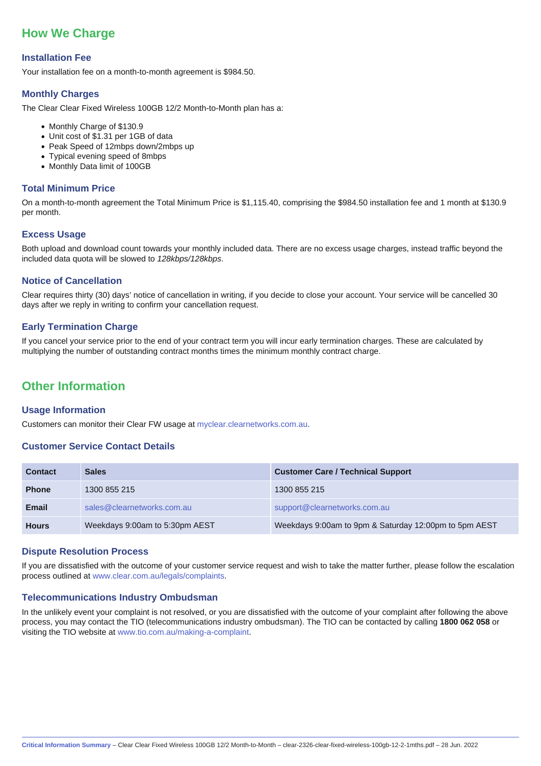## How We Charge

### Installation Fee

Your installation fee on a month-to-month agreement is $984.50.

### Monthly Charges

The Clear Clear Fixed Wireless 100GB 12/2 Month-to-Month plan has a:

- Monthly Charge of $130.9
- Unit cost of $1.31 per 1GB of data
- Peak Speed of 12mbps down/2mbps up
- Typical evening speed of 8mbps
- Monthly Data limit of 100GB

### Total Minimum Price

On a month-to-month agreement the Total Minimum Price is $1,115.40, comprising the $984.50 installation fee and 1 month at $130.9 per month.

### Excess Usage

Both upload and download count towards your monthly included data. There are no excess usage charges, instead traffic beyond the included data quota will be slowed to *128kbps/128kbps*.

### Notice of Cancellation

Clear requires thirty (30) days' notice of cancellation in writing, if you decide to close your account. Your service will be cancelled 30 days after we reply in writing to confirm your cancellation request.

### Early Termination Charge

If you cancel your service prior to the end of your contract term you will incur early termination charges. These are calculated by multiplying the number of outstanding contract months times the minimum monthly contract charge.

## Other Information

### Usage Information

Customers can monitor their Clear FW usage at myclear.clearnetworks.com.au.

### Customer Service Contact Details

| Contact | Sales | Customer Care / Technical Support |
|---|---|---|
| **Phone** | 1300 855 215 | 1300 855 215 |
| **Email** | sales@clearnetworks.com.au | support@clearnetworks.com.au |
| **Hours** | Weekdays 9:00am to 5:30pm AEST | Weekdays 9:00am to 9pm & Saturday 12:00pm to 5pm AEST |

### Dispute Resolution Process

If you are dissatisfied with the outcome of your customer service request and wish to take the matter further, please follow the escalation process outlined at www.clear.com.au/legals/complaints.

### Telecommunications Industry Ombudsman

In the unlikely event your complaint is not resolved, or you are dissatisfied with the outcome of your complaint after following the above process, you may contact the TIO (telecommunications industry ombudsman). The TIO can be contacted by calling **1800 062 058** or visiting the TIO website at www.tio.com.au/making-a-complaint.